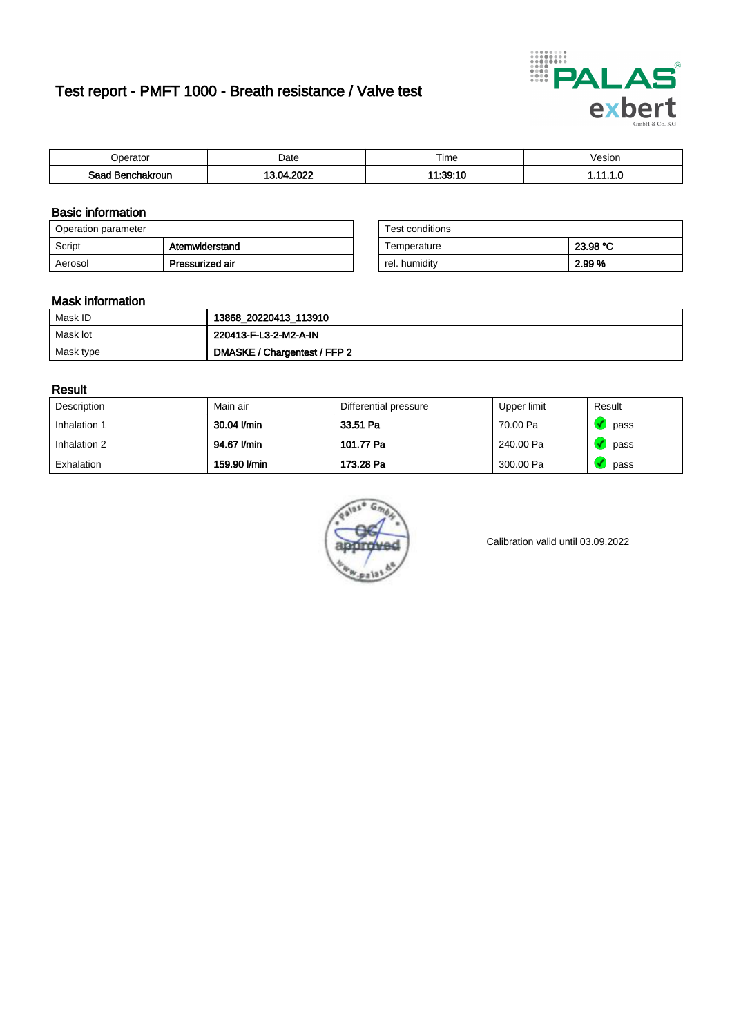# Test report - PMFT 1000 - Breath resistance / Valve test

| Operator | Date | Time | Vesion |
|---|---|---|---|
| **Saad Benchakroun** | **13.04.2022** | **11:39:10** | **1.11.1.0** |

## Basic information

| Operation parameter | |
|---|---|
| Script | **Atemwiderstand** |
| Aerosol | **Pressurized air** |

| Test conditions | |
|---|---|
| Temperature | **23.98 °C** |
| rel. humidity | **2.99 %** |

## Mask information

| | |
|---|---|
| Mask ID | **13868_20220413_113910** |
| Mask lot | **220413-F-L3-2-M2-A-IN** |
| Mask type | **DMASKE / Chargentest / FFP 2** |

## Result

| Description | Main air | Differential pressure | Upper limit | Result |
|---|---|---|---|---|
| Inhalation 1 | **30.04 l/min** | **33.51 Pa** | 70.00 Pa | pass |
| Inhalation 2 | **94.67 l/min** | **101.77 Pa** | 240.00 Pa | pass |
| Exhalation | **159.90 l/min** | **173.28 Pa** | 300.00 Pa | pass |

Calibration valid until 03.09.2022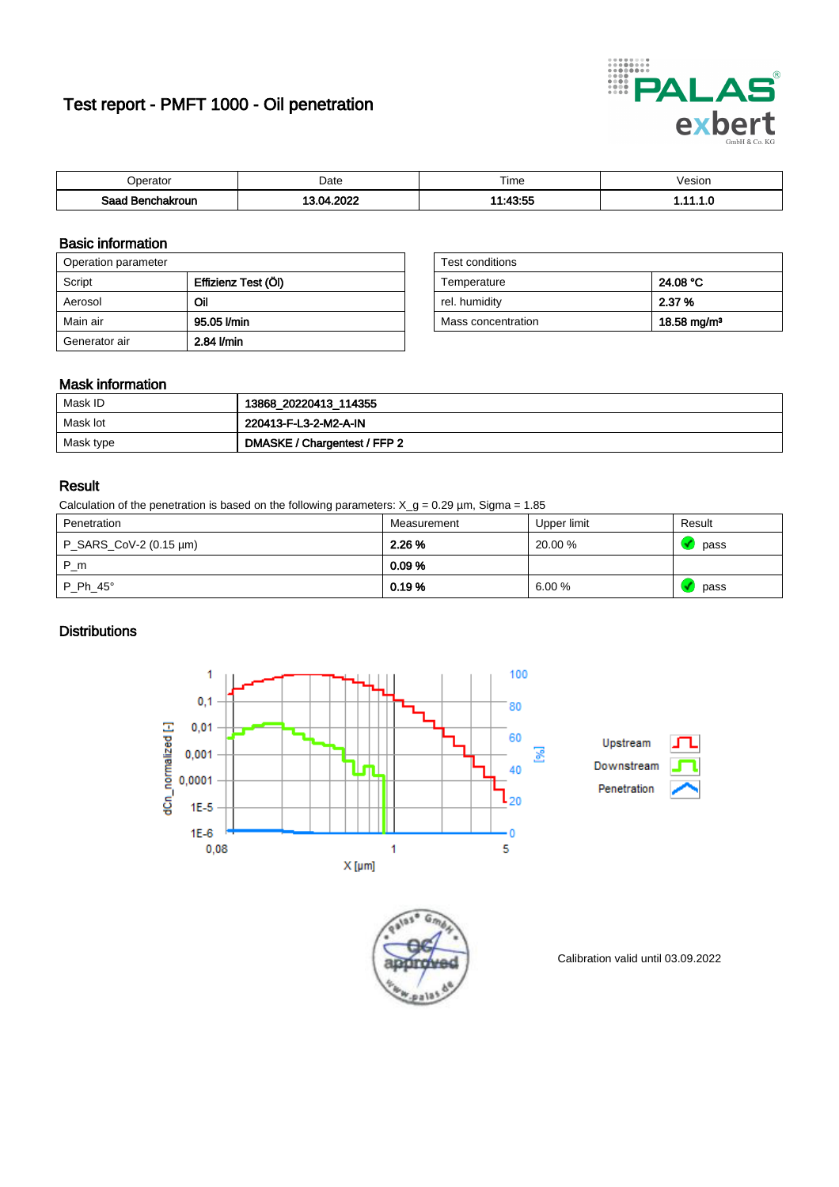# Test report - PMFT 1000 - Oil penetration

| Operator | Date | Time | Vesion |
|---|---|---|---|
| Saad Benchakroun | 13.04.2022 | 11:43:55 | 1.11.1.0 |

## Basic information

| Operation parameter | |
|---|---|
| Script | Effizienz Test (Öl) |
| Aerosol | Oil |
| Main air | 95.05 l/min |
| Generator air | 2.84 l/min |

| Test conditions | |
|---|---|
| Temperature | 24.08 °C |
| rel. humidity | 2.37 % |
| Mass concentration | 18.58 mg/m³ |

## Mask information

| | |
|---|---|
| Mask ID | 13868_20220413_114355 |
| Mask lot | 220413-F-L3-2-M2-A-IN |
| Mask type | DMASKE / Chargentest / FFP 2 |

## Result

Calculation of the penetration is based on the following parameters: X_g = 0.29 µm, Sigma = 1.85

| Penetration | Measurement | Upper limit | Result |
|---|---|---|---|
| P_SARS_CoV-2 (0.15 µm) | 2.26 % | 20.00 % | pass |
| P_m | 0.09 % | | |
| P_Ph_45° | 0.19 % | 6.00 % | pass |

## Distributions

1
0,1
0,01
0,001
0,0001
1E-5
1E-6
dCn_normalized [-]
100
80
60
40
20
0
[%]
0,08
1
5
X [µm]

Upstream
Downstream
Penetration

QC approved
Palas® GmbH
www.palas.de

Calibration valid until 03.09.2022